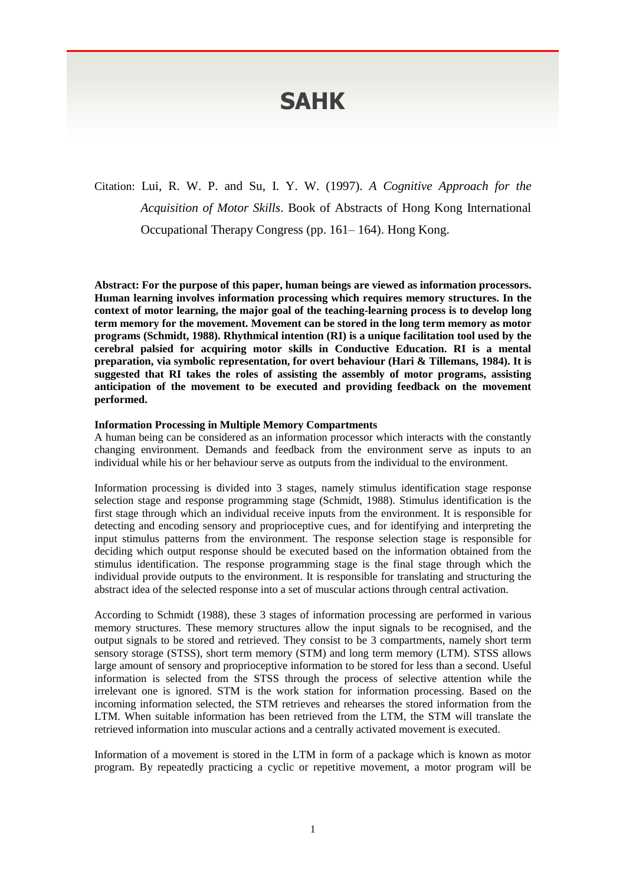# SAHK

Citation: Lui, R. W. P. and Su, I. Y. W. (1997). *A Cognitive Approach for the Acquisition of Motor Skills*. Book of Abstracts of Hong Kong International Occupational Therapy Congress (pp. 161– 164). Hong Kong.

**Abstract: For the purpose of this paper, human beings are viewed as information processors. Human learning involves information processing which requires memory structures. In the context of motor learning, the major goal of the teaching-learning process is to develop long term memory for the movement. Movement can be stored in the long term memory as motor programs (Schmidt, 1988). Rhythmical intention (RI) is a unique facilitation tool used by the cerebral palsied for acquiring motor skills in Conductive Education. RI is a mental preparation, via symbolic representation, for overt behaviour (Hari & Tillemans, 1984). It is suggested that RI takes the roles of assisting the assembly of motor programs, assisting anticipation of the movement to be executed and providing feedback on the movement performed.**

**Information Processing in Multiple Memory Compartments**

A human being can be considered as an information processor which interacts with the constantly changing environment. Demands and feedback from the environment serve as inputs to an individual while his or her behaviour serve as outputs from the individual to the environment.

Information processing is divided into 3 stages, namely stimulus identification stage response selection stage and response programming stage (Schmidt, 1988). Stimulus identification is the first stage through which an individual receive inputs from the environment. It is responsible for detecting and encoding sensory and proprioceptive cues, and for identifying and interpreting the input stimulus patterns from the environment. The response selection stage is responsible for deciding which output response should be executed based on the information obtained from the stimulus identification. The response programming stage is the final stage through which the individual provide outputs to the environment. It is responsible for translating and structuring the abstract idea of the selected response into a set of muscular actions through central activation.

According to Schmidt (1988), these 3 stages of information processing are performed in various memory structures. These memory structures allow the input signals to be recognised, and the output signals to be stored and retrieved. They consist to be 3 compartments, namely short term sensory storage (STSS), short term memory (STM) and long term memory (LTM). STSS allows large amount of sensory and proprioceptive information to be stored for less than a second. Useful information is selected from the STSS through the process of selective attention while the irrelevant one is ignored. STM is the work station for information processing. Based on the incoming information selected, the STM retrieves and rehearses the stored information from the LTM. When suitable information has been retrieved from the LTM, the STM will translate the retrieved information into muscular actions and a centrally activated movement is executed.

Information of a movement is stored in the LTM in form of a package which is known as motor program. By repeatedly practicing a cyclic or repetitive movement, a motor program will be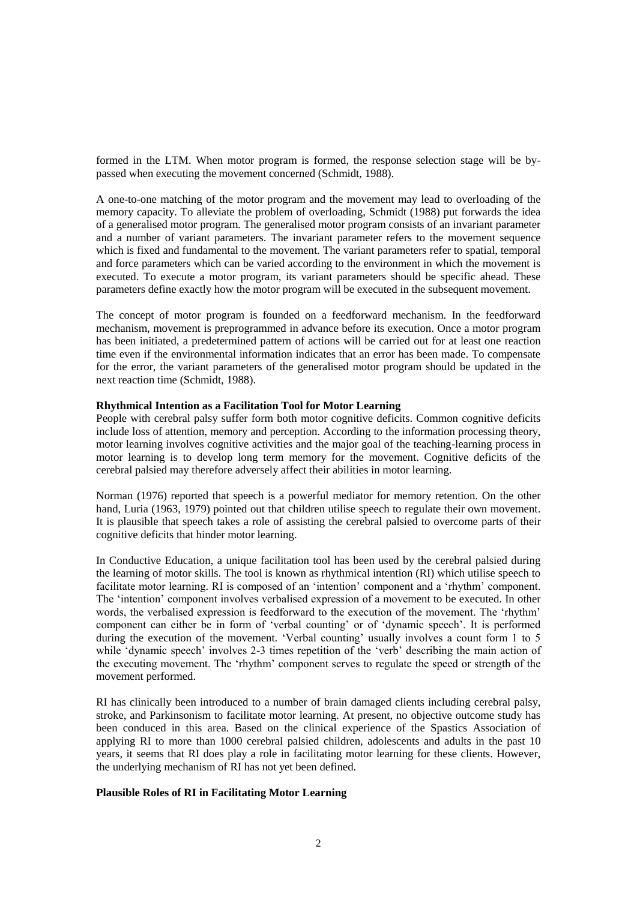formed in the LTM. When motor program is formed, the response selection stage will be by-passed when executing the movement concerned (Schmidt, 1988).

A one-to-one matching of the motor program and the movement may lead to overloading of the memory capacity. To alleviate the problem of overloading, Schmidt (1988) put forwards the idea of a generalised motor program. The generalised motor program consists of an invariant parameter and a number of variant parameters. The invariant parameter refers to the movement sequence which is fixed and fundamental to the movement. The variant parameters refer to spatial, temporal and force parameters which can be varied according to the environment in which the movement is executed. To execute a motor program, its variant parameters should be specific ahead. These parameters define exactly how the motor program will be executed in the subsequent movement.

The concept of motor program is founded on a feedforward mechanism. In the feedforward mechanism, movement is preprogrammed in advance before its execution. Once a motor program has been initiated, a predetermined pattern of actions will be carried out for at least one reaction time even if the environmental information indicates that an error has been made. To compensate for the error, the variant parameters of the generalised motor program should be updated in the next reaction time (Schmidt, 1988).

**Rhythmical Intention as a Facilitation Tool for Motor Learning**

People with cerebral palsy suffer form both motor cognitive deficits. Common cognitive deficits include loss of attention, memory and perception. According to the information processing theory, motor learning involves cognitive activities and the major goal of the teaching-learning process in motor learning is to develop long term memory for the movement. Cognitive deficits of the cerebral palsied may therefore adversely affect their abilities in motor learning.

Norman (1976) reported that speech is a powerful mediator for memory retention. On the other hand, Luria (1963, 1979) pointed out that children utilise speech to regulate their own movement. It is plausible that speech takes a role of assisting the cerebral palsied to overcome parts of their cognitive deficits that hinder motor learning.

In Conductive Education, a unique facilitation tool has been used by the cerebral palsied during the learning of motor skills. The tool is known as rhythmical intention (RI) which utilise speech to facilitate motor learning. RI is composed of an 'intention' component and a 'rhythm' component. The 'intention' component involves verbalised expression of a movement to be executed. In other words, the verbalised expression is feedforward to the execution of the movement. The 'rhythm' component can either be in form of 'verbal counting' or of 'dynamic speech'. It is performed during the execution of the movement. 'Verbal counting' usually involves a count form 1 to 5 while 'dynamic speech' involves 2-3 times repetition of the 'verb' describing the main action of the executing movement. The 'rhythm' component serves to regulate the speed or strength of the movement performed.

RI has clinically been introduced to a number of brain damaged clients including cerebral palsy, stroke, and Parkinsonism to facilitate motor learning. At present, no objective outcome study has been conduced in this area. Based on the clinical experience of the Spastics Association of applying RI to more than 1000 cerebral palsied children, adolescents and adults in the past 10 years, it seems that RI does play a role in facilitating motor learning for these clients. However, the underlying mechanism of RI has not yet been defined.

**Plausible Roles of RI in Facilitating Motor Learning**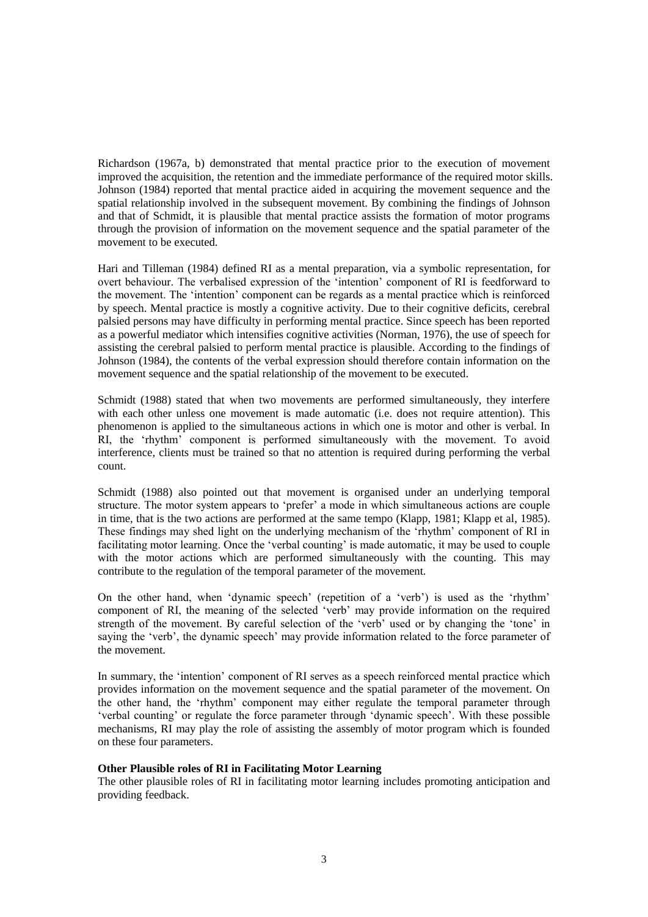Richardson (1967a, b) demonstrated that mental practice prior to the execution of movement improved the acquisition, the retention and the immediate performance of the required motor skills. Johnson (1984) reported that mental practice aided in acquiring the movement sequence and the spatial relationship involved in the subsequent movement. By combining the findings of Johnson and that of Schmidt, it is plausible that mental practice assists the formation of motor programs through the provision of information on the movement sequence and the spatial parameter of the movement to be executed.

Hari and Tilleman (1984) defined RI as a mental preparation, via a symbolic representation, for overt behaviour. The verbalised expression of the 'intention' component of RI is feedforward to the movement. The 'intention' component can be regards as a mental practice which is reinforced by speech. Mental practice is mostly a cognitive activity. Due to their cognitive deficits, cerebral palsied persons may have difficulty in performing mental practice. Since speech has been reported as a powerful mediator which intensifies cognitive activities (Norman, 1976), the use of speech for assisting the cerebral palsied to perform mental practice is plausible. According to the findings of Johnson (1984), the contents of the verbal expression should therefore contain information on the movement sequence and the spatial relationship of the movement to be executed.

Schmidt (1988) stated that when two movements are performed simultaneously, they interfere with each other unless one movement is made automatic (i.e. does not require attention). This phenomenon is applied to the simultaneous actions in which one is motor and other is verbal. In RI, the 'rhythm' component is performed simultaneously with the movement. To avoid interference, clients must be trained so that no attention is required during performing the verbal count.

Schmidt (1988) also pointed out that movement is organised under an underlying temporal structure. The motor system appears to 'prefer' a mode in which simultaneous actions are couple in time, that is the two actions are performed at the same tempo (Klapp, 1981; Klapp et al, 1985). These findings may shed light on the underlying mechanism of the 'rhythm' component of RI in facilitating motor learning. Once the 'verbal counting' is made automatic, it may be used to couple with the motor actions which are performed simultaneously with the counting. This may contribute to the regulation of the temporal parameter of the movement.

On the other hand, when 'dynamic speech' (repetition of a 'verb') is used as the 'rhythm' component of RI, the meaning of the selected 'verb' may provide information on the required strength of the movement. By careful selection of the 'verb' used or by changing the 'tone' in saying the 'verb', the dynamic speech' may provide information related to the force parameter of the movement.

In summary, the 'intention' component of RI serves as a speech reinforced mental practice which provides information on the movement sequence and the spatial parameter of the movement. On the other hand, the 'rhythm' component may either regulate the temporal parameter through 'verbal counting' or regulate the force parameter through 'dynamic speech'. With these possible mechanisms, RI may play the role of assisting the assembly of motor program which is founded on these four parameters.

**Other Plausible roles of RI in Facilitating Motor Learning**

The other plausible roles of RI in facilitating motor learning includes promoting anticipation and providing feedback.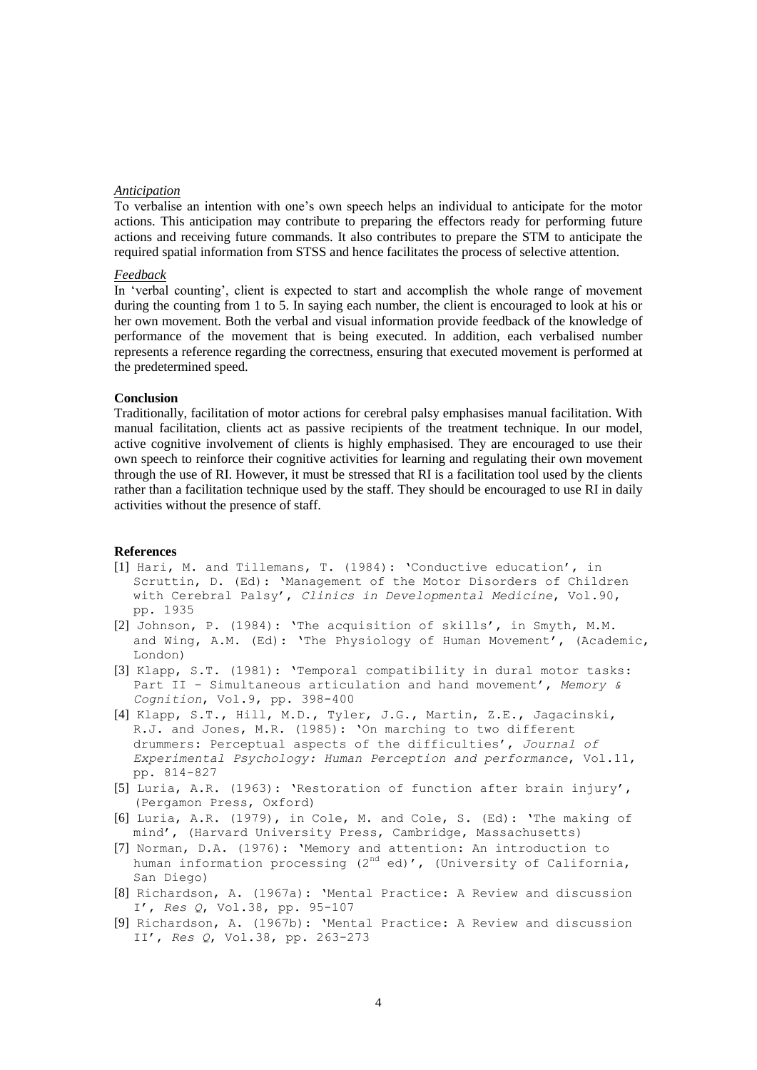*Anticipation*

To verbalise an intention with one's own speech helps an individual to anticipate for the motor actions. This anticipation may contribute to preparing the effectors ready for performing future actions and receiving future commands. It also contributes to prepare the STM to anticipate the required spatial information from STSS and hence facilitates the process of selective attention.

*Feedback*

In 'verbal counting', client is expected to start and accomplish the whole range of movement during the counting from 1 to 5. In saying each number, the client is encouraged to look at his or her own movement. Both the verbal and visual information provide feedback of the knowledge of performance of the movement that is being executed. In addition, each verbalised number represents a reference regarding the correctness, ensuring that executed movement is performed at the predetermined speed.

**Conclusion**

Traditionally, facilitation of motor actions for cerebral palsy emphasises manual facilitation. With manual facilitation, clients act as passive recipients of the treatment technique. In our model, active cognitive involvement of clients is highly emphasised. They are encouraged to use their own speech to reinforce their cognitive activities for learning and regulating their own movement through the use of RI. However, it must be stressed that RI is a facilitation tool used by the clients rather than a facilitation technique used by the staff. They should be encouraged to use RI in daily activities without the presence of staff.

**References**

[1] Hari, M. and Tillemans, T. (1984): 'Conductive education', in Scruttin, D. (Ed): 'Management of the Motor Disorders of Children with Cerebral Palsy', *Clinics in Developmental Medicine*, Vol.90, pp. 1935

[2] Johnson, P. (1984): 'The acquisition of skills', in Smyth, M.M. and Wing, A.M. (Ed): 'The Physiology of Human Movement', (Academic, London)

[3] Klapp, S.T. (1981): 'Temporal compatibility in dural motor tasks: Part II – Simultaneous articulation and hand movement', *Memory & Cognition*, Vol.9, pp. 398-400

[4] Klapp, S.T., Hill, M.D., Tyler, J.G., Martin, Z.E., Jagacinski, R.J. and Jones, M.R. (1985): 'On marching to two different drummers: Perceptual aspects of the difficulties', *Journal of Experimental Psychology: Human Perception and performance*, Vol.11, pp. 814-827

[5] Luria, A.R. (1963): 'Restoration of function after brain injury', (Pergamon Press, Oxford)

[6] Luria, A.R. (1979), in Cole, M. and Cole, S. (Ed): 'The making of mind', (Harvard University Press, Cambridge, Massachusetts)

[7] Norman, D.A. (1976): 'Memory and attention: An introduction to human information processing (2nd ed)', (University of California, San Diego)

[8] Richardson, A. (1967a): 'Mental Practice: A Review and discussion I', *Res Q*, Vol.38, pp. 95-107

[9] Richardson, A. (1967b): 'Mental Practice: A Review and discussion II', *Res Q*, Vol.38, pp. 263-273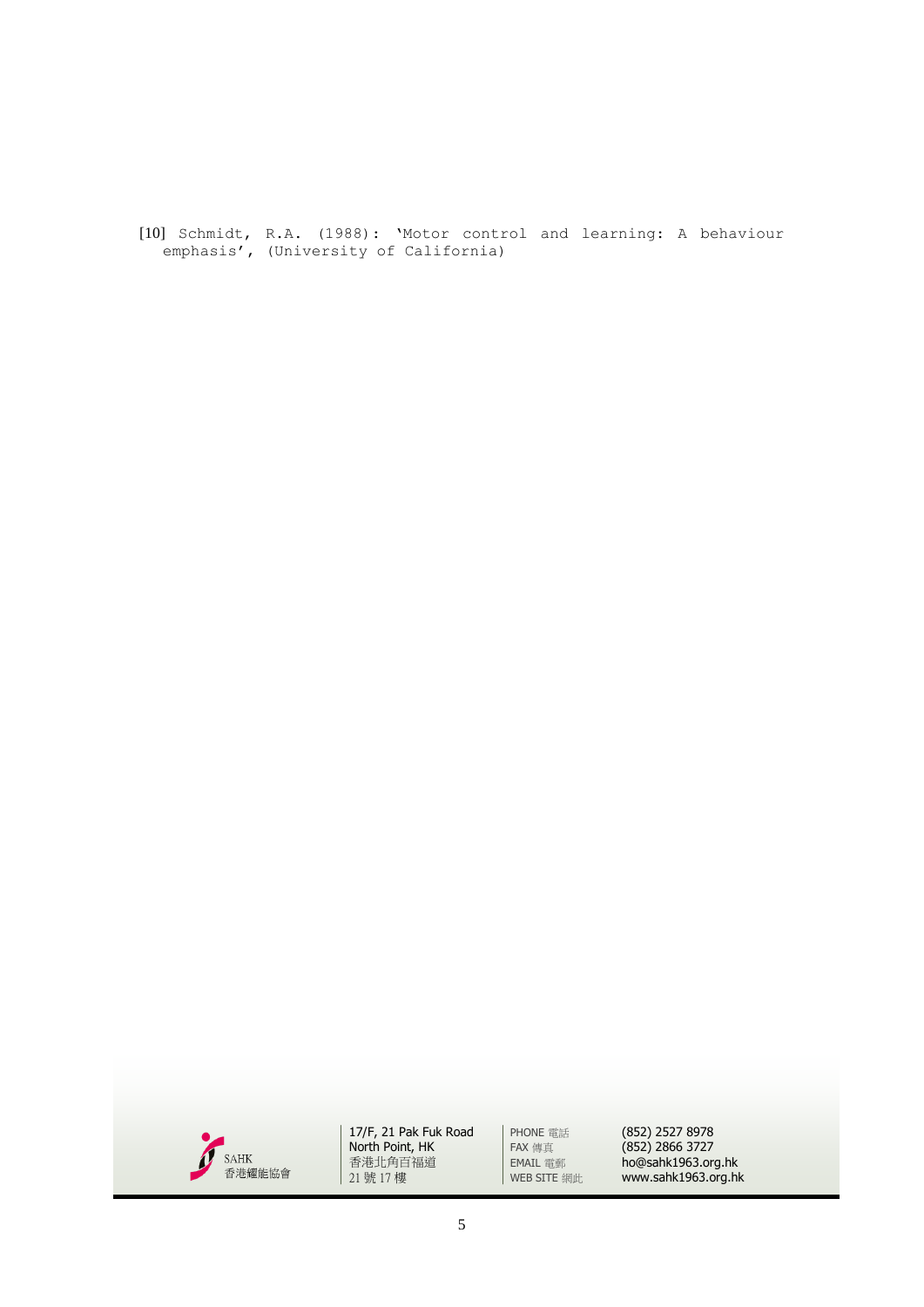[10] Schmidt, R.A. (1988): 'Motor control and learning: A behaviour emphasis', (University of California)